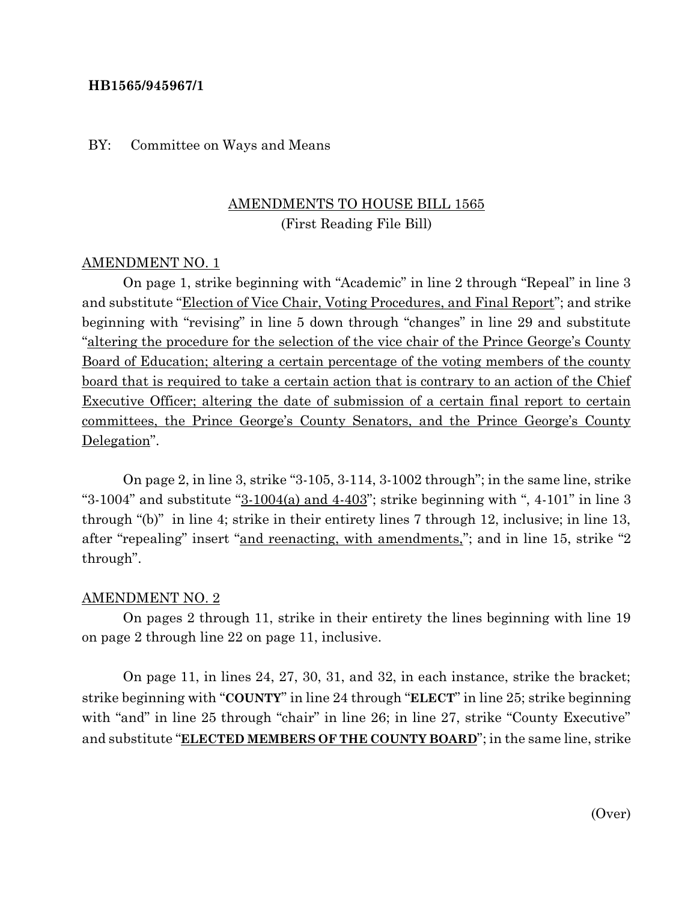**HB1565/945967/1**

BY: Committee on Ways and Means

AMENDMENTS TO HOUSE BILL 1565
(First Reading File Bill)

AMENDMENT NO. 1

On page 1, strike beginning with "Academic" in line 2 through "Repeal" in line 3 and substitute "Election of Vice Chair, Voting Procedures, and Final Report"; and strike beginning with "revising" in line 5 down through "changes" in line 29 and substitute "altering the procedure for the selection of the vice chair of the Prince George's County Board of Education; altering a certain percentage of the voting members of the county board that is required to take a certain action that is contrary to an action of the Chief Executive Officer; altering the date of submission of a certain final report to certain committees, the Prince George's County Senators, and the Prince George's County Delegation".

On page 2, in line 3, strike "3-105, 3-114, 3-1002 through"; in the same line, strike "3-1004" and substitute "3-1004(a) and 4-403"; strike beginning with ", 4-101" in line 3 through "(b)" in line 4; strike in their entirety lines 7 through 12, inclusive; in line 13, after "repealing" insert "and reenacting, with amendments,"; and in line 15, strike "2 through".

AMENDMENT NO. 2

On pages 2 through 11, strike in their entirety the lines beginning with line 19 on page 2 through line 22 on page 11, inclusive.

On page 11, in lines 24, 27, 30, 31, and 32, in each instance, strike the bracket; strike beginning with "**COUNTY**" in line 24 through "**ELECT**" in line 25; strike beginning with "and" in line 25 through "chair" in line 26; in line 27, strike "County Executive" and substitute "**ELECTED MEMBERS OF THE COUNTY BOARD**"; in the same line, strike

(Over)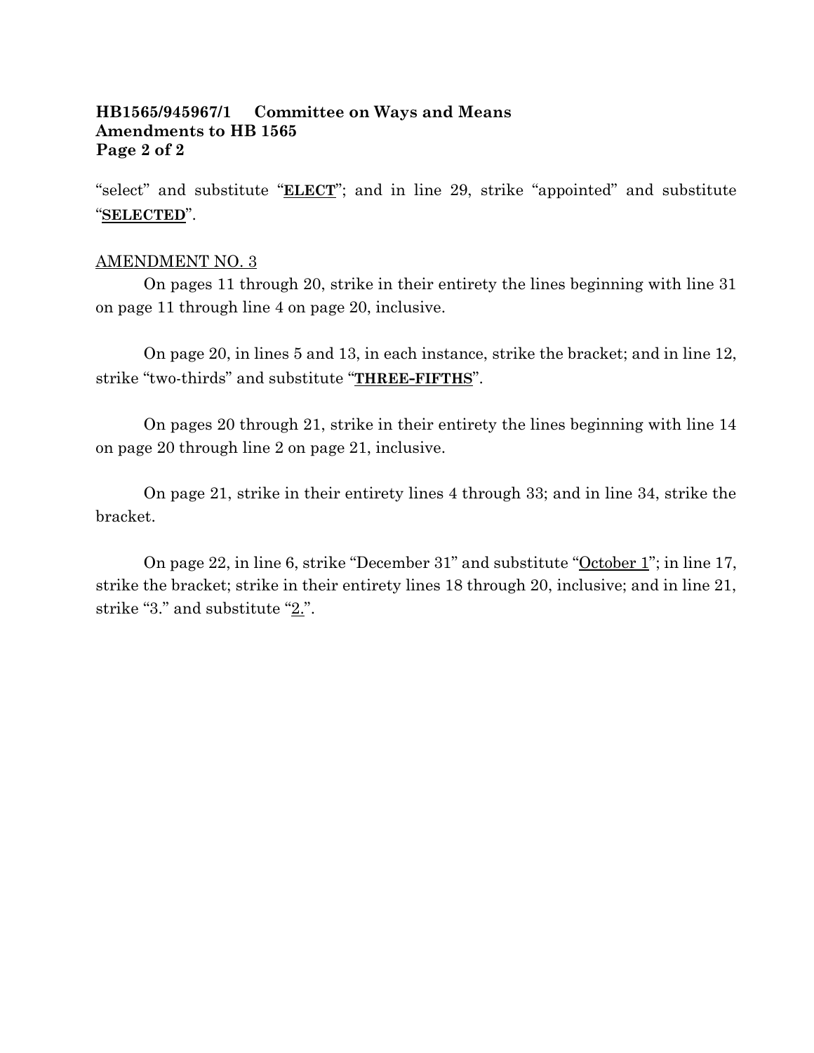"select" and substitute "**ELECT**"; and in line 29, strike "appointed" and substitute "**SELECTED**".

AMENDMENT NO. 3

On pages 11 through 20, strike in their entirety the lines beginning with line 31 on page 11 through line 4 on page 20, inclusive.

On page 20, in lines 5 and 13, in each instance, strike the bracket; and in line 12, strike "two-thirds" and substitute "**THREE-FIFTHS**".

On pages 20 through 21, strike in their entirety the lines beginning with line 14 on page 20 through line 2 on page 21, inclusive.

On page 21, strike in their entirety lines 4 through 33; and in line 34, strike the bracket.

On page 22, in line 6, strike "December 31" and substitute "October 1"; in line 17, strike the bracket; strike in their entirety lines 18 through 20, inclusive; and in line 21, strike "3." and substitute "2.".